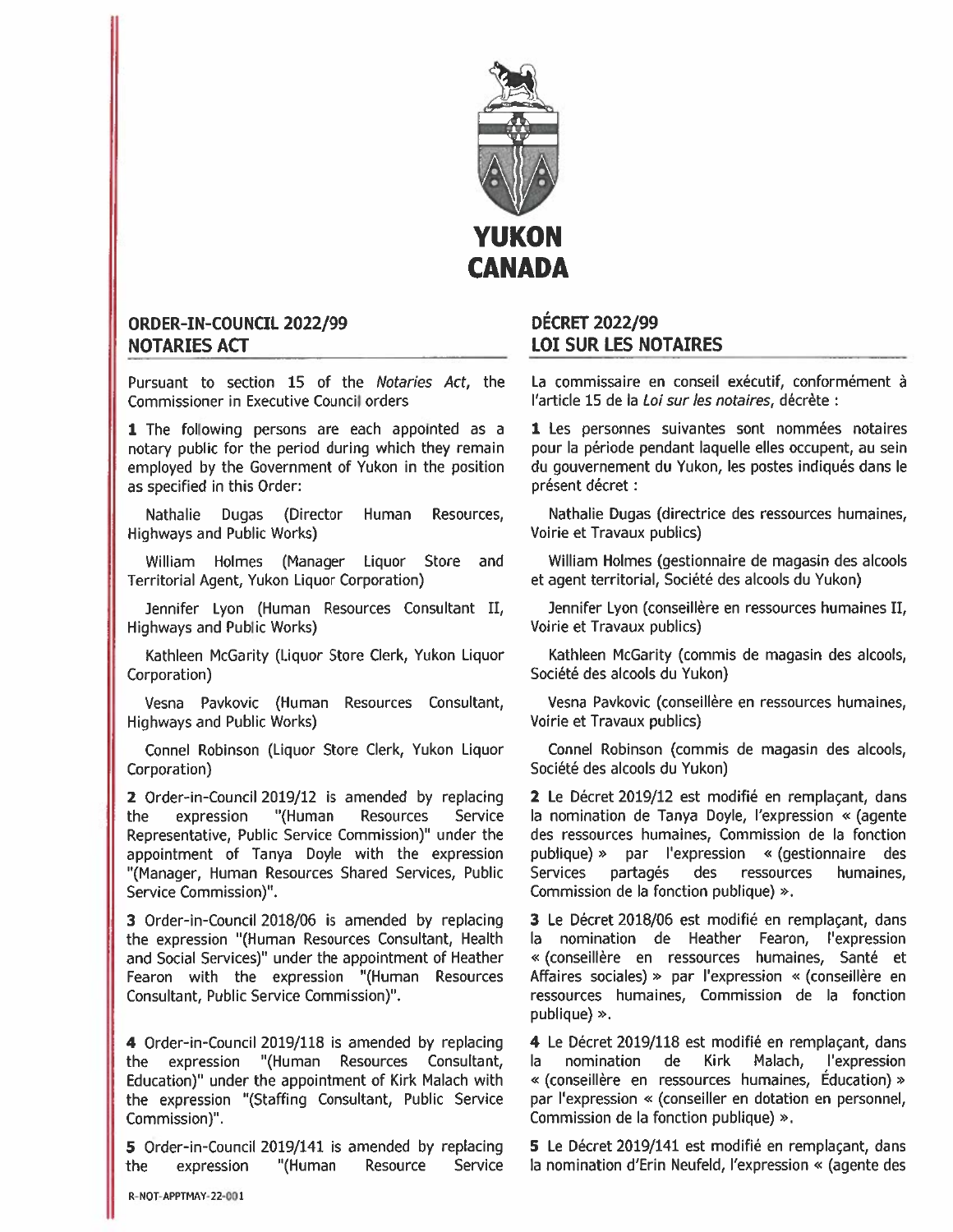YUKON
CANADA

## ORDER-IN-COUNCIL 2022/99
## NOTARIES ACT

Pursuant to section 15 of the *Notaries Act*, the Commissioner in Executive Council orders

**1** The following persons are each appointed as a notary public for the period during which they remain employed by the Government of Yukon in the position as specified in this Order:

Nathalie Dugas (Director Human Resources, Highways and Public Works)

William Holmes (Manager Liquor Store and Territorial Agent, Yukon Liquor Corporation)

Jennifer Lyon (Human Resources Consultant II, Highways and Public Works)

Kathleen McGarity (Liquor Store Clerk, Yukon Liquor Corporation)

Vesna Pavkovic (Human Resources Consultant, Highways and Public Works)

Connel Robinson (Liquor Store Clerk, Yukon Liquor Corporation)

**2** Order-in-Council 2019/12 is amended by replacing the expression "(Human Resources Service Representative, Public Service Commission)" under the appointment of Tanya Doyle with the expression "(Manager, Human Resources Shared Services, Public Service Commission)".

**3** Order-in-Council 2018/06 is amended by replacing the expression "(Human Resources Consultant, Health and Social Services)" under the appointment of Heather Fearon with the expression "(Human Resources Consultant, Public Service Commission)".

**4** Order-in-Council 2019/118 is amended by replacing the expression "(Human Resources Consultant, Education)" under the appointment of Kirk Malach with the expression "(Staffing Consultant, Public Service Commission)".

**5** Order-in-Council 2019/141 is amended by replacing the expression "(Human Resource Service

## DÉCRET 2022/99
## LOI SUR LES NOTAIRES

La commissaire en conseil exécutif, conformément à l'article 15 de la *Loi sur les notaires*, décrète :

**1** Les personnes suivantes sont nommées notaires pour la période pendant laquelle elles occupent, au sein du gouvernement du Yukon, les postes indiqués dans le présent décret :

Nathalie Dugas (directrice des ressources humaines, Voirie et Travaux publics)

William Holmes (gestionnaire de magasin des alcools et agent territorial, Société des alcools du Yukon)

Jennifer Lyon (conseillère en ressources humaines II, Voirie et Travaux publics)

Kathleen McGarity (commis de magasin des alcools, Société des alcools du Yukon)

Vesna Pavkovic (conseillère en ressources humaines, Voirie et Travaux publics)

Connel Robinson (commis de magasin des alcools, Société des alcools du Yukon)

**2** Le Décret 2019/12 est modifié en remplaçant, dans la nomination de Tanya Doyle, l'expression « (agente des ressources humaines, Commission de la fonction publique) » par l'expression « (gestionnaire des Services partagés des ressources humaines, Commission de la fonction publique) ».

**3** Le Décret 2018/06 est modifié en remplaçant, dans la nomination de Heather Fearon, l'expression « (conseillère en ressources humaines, Santé et Affaires sociales) » par l'expression « (conseillère en ressources humaines, Commission de la fonction publique) ».

**4** Le Décret 2019/118 est modifié en remplaçant, dans la nomination de Kirk Malach, l'expression « (conseillère en ressources humaines, Éducation) » par l'expression « (conseiller en dotation en personnel, Commission de la fonction publique) ».

**5** Le Décret 2019/141 est modifié en remplaçant, dans la nomination d'Erin Neufeld, l'expression « (agente des

R-NOT-APPTMAY-22-001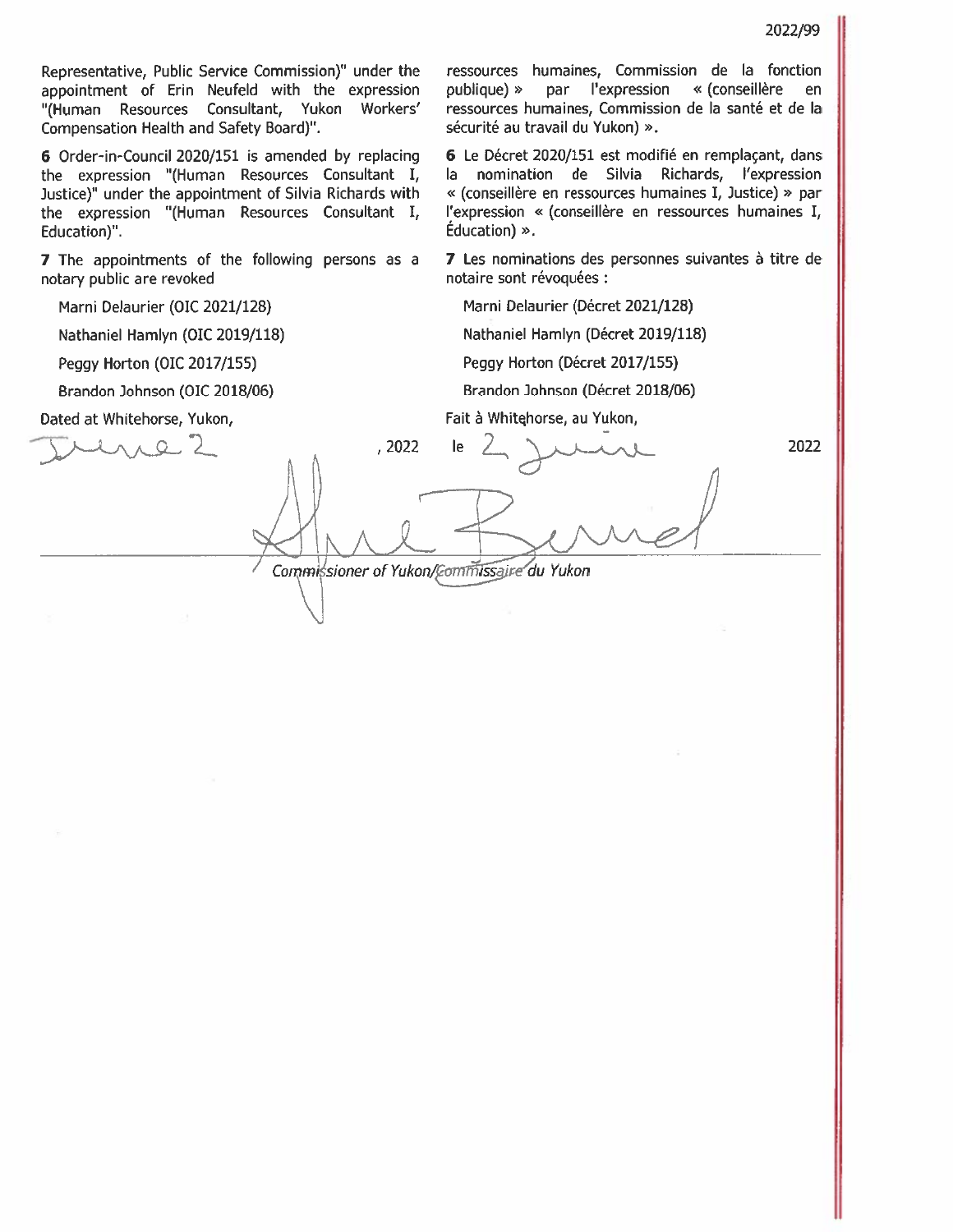Representative, Public Service Commission)" under the appointment of Erin Neufeld with the expression "(Human Resources Consultant, Yukon Workers' Compensation Health and Safety Board)".

**6** Order-in-Council 2020/151 is amended by replacing the expression "(Human Resources Consultant I, Justice)" under the appointment of Silvia Richards with the expression "(Human Resources Consultant I, Education)".

**7** The appointments of the following persons as a notary public are revoked

Marni Delaurier (OIC 2021/128)

Nathaniel Hamlyn (OIC 2019/118)

Peggy Horton (OIC 2017/155)

Brandon Johnson (OIC 2018/06)

Dated at Whitehorse, Yukon,

June 2, 2022

ressources humaines, Commission de la fonction publique) » par l'expression « (conseillère en ressources humaines, Commission de la santé et de la sécurité au travail du Yukon) ».

**6** Le Décret 2020/151 est modifié en remplaçant, dans la nomination de Silvia Richards, l'expression « (conseillère en ressources humaines I, Justice) » par l'expression « (conseillère en ressources humaines I, Éducation) ».

**7** Les nominations des personnes suivantes à titre de notaire sont révoquées :

Marni Delaurier (Décret 2021/128)

Nathaniel Hamlyn (Décret 2019/118)

Peggy Horton (Décret 2017/155)

Brandon Johnson (Décret 2018/06)

Fait à Whitehorse, au Yukon,

le 2 juin 2022

*Commissioner of Yukon/Commissaire du Yukon*